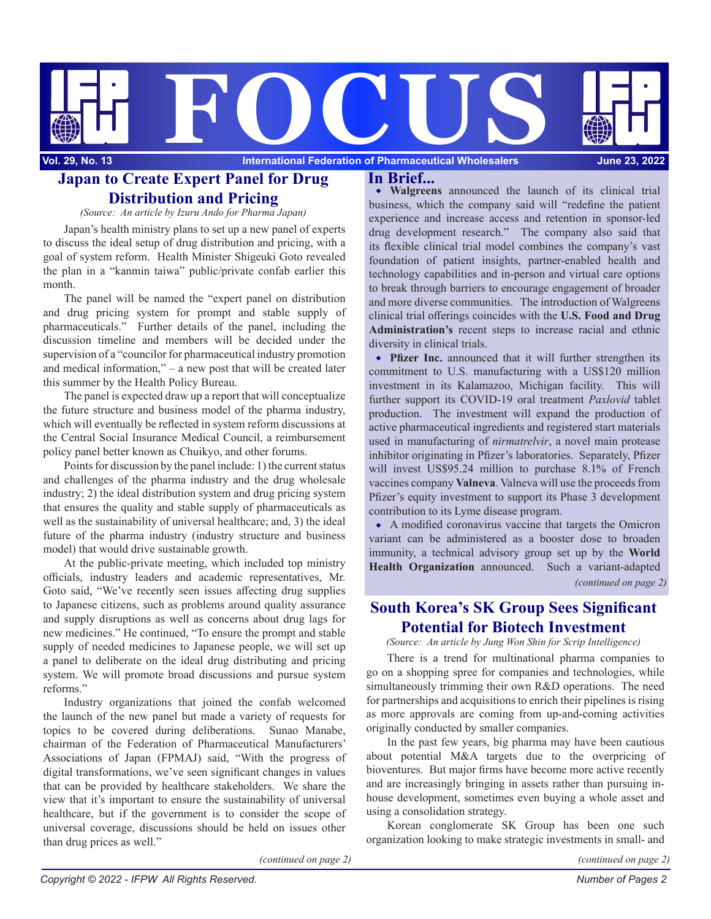# FOCUS

Vol. 29, No. 13 — International Federation of Pharmaceutical Wholesalers — June 23, 2022

## Japan to Create Expert Panel for Drug Distribution and Pricing

*(Source: An article by Izuru Ando for Pharma Japan)*

Japan's health ministry plans to set up a new panel of experts to discuss the ideal setup of drug distribution and pricing, with a goal of system reform. Health Minister Shigeuki Goto revealed the plan in a "kanmin taiwa" public/private confab earlier this month.

The panel will be named the "expert panel on distribution and drug pricing system for prompt and stable supply of pharmaceuticals." Further details of the panel, including the discussion timeline and members will be decided under the supervision of a "councilor for pharmaceutical industry promotion and medical information," – a new post that will be created later this summer by the Health Policy Bureau.

The panel is expected draw up a report that will conceptualize the future structure and business model of the pharma industry, which will eventually be reflected in system reform discussions at the Central Social Insurance Medical Council, a reimbursement policy panel better known as Chuikyo, and other forums.

Points for discussion by the panel include: 1) the current status and challenges of the pharma industry and the drug wholesale industry; 2) the ideal distribution system and drug pricing system that ensures the quality and stable supply of pharmaceuticals as well as the sustainability of universal healthcare; and, 3) the ideal future of the pharma industry (industry structure and business model) that would drive sustainable growth.

At the public-private meeting, which included top ministry officials, industry leaders and academic representatives, Mr. Goto said, "We've recently seen issues affecting drug supplies to Japanese citizens, such as problems around quality assurance and supply disruptions as well as concerns about drug lags for new medicines." He continued, "To ensure the prompt and stable supply of needed medicines to Japanese people, we will set up a panel to deliberate on the ideal drug distributing and pricing system. We will promote broad discussions and pursue system reforms."

Industry organizations that joined the confab welcomed the launch of the new panel but made a variety of requests for topics to be covered during deliberations. Sunao Manabe, chairman of the Federation of Pharmaceutical Manufacturers' Associations of Japan (FPMAJ) said, "With the progress of digital transformations, we've seen significant changes in values that can be provided by healthcare stakeholders. We share the view that it's important to ensure the sustainability of universal healthcare, but if the government is to consider the scope of universal coverage, discussions should be held on issues other than drug prices as well."

*(continued on page 2)*

## In Brief...

- **Walgreens** announced the launch of its clinical trial business, which the company said will "redefine the patient experience and increase access and retention in sponsor-led drug development research." The company also said that its flexible clinical trial model combines the company's vast foundation of patient insights, partner-enabled health and technology capabilities and in-person and virtual care options to break through barriers to encourage engagement of broader and more diverse communities. The introduction of Walgreens clinical trial offerings coincides with the **U.S. Food and Drug Administration's** recent steps to increase racial and ethnic diversity in clinical trials.
- **Pfizer Inc.** announced that it will further strengthen its commitment to U.S. manufacturing with a US$120 million investment in its Kalamazoo, Michigan facility. This will further support its COVID-19 oral treatment *Paxlovid* tablet production. The investment will expand the production of active pharmaceutical ingredients and registered start materials used in manufacturing of *nirmatrelvir*, a novel main protease inhibitor originating in Pfizer's laboratories. Separately, Pfizer will invest US$95.24 million to purchase 8.1% of French vaccines company **Valneva**. Valneva will use the proceeds from Pfizer's equity investment to support its Phase 3 development contribution to its Lyme disease program.
- A modified coronavirus vaccine that targets the Omicron variant can be administered as a booster dose to broaden immunity, a technical advisory group set up by the **World Health Organization** announced. Such a variant-adapted

*(continued on page 2)*

## South Korea's SK Group Sees Significant Potential for Biotech Investment

*(Source: An article by Jung Won Shin for Scrip Intelligence)*

There is a trend for multinational pharma companies to go on a shopping spree for companies and technologies, while simultaneously trimming their own R&D operations. The need for partnerships and acquisitions to enrich their pipelines is rising as more approvals are coming from up-and-coming activities originally conducted by smaller companies.

In the past few years, big pharma may have been cautious about potential M&A targets due to the overpricing of bioventures. But major firms have become more active recently and are increasingly bringing in assets rather than pursuing in-house development, sometimes even buying a whole asset and using a consolidation strategy.

Korean conglomerate SK Group has been one such organization looking to make strategic investments in small- and

*(continued on page 2)*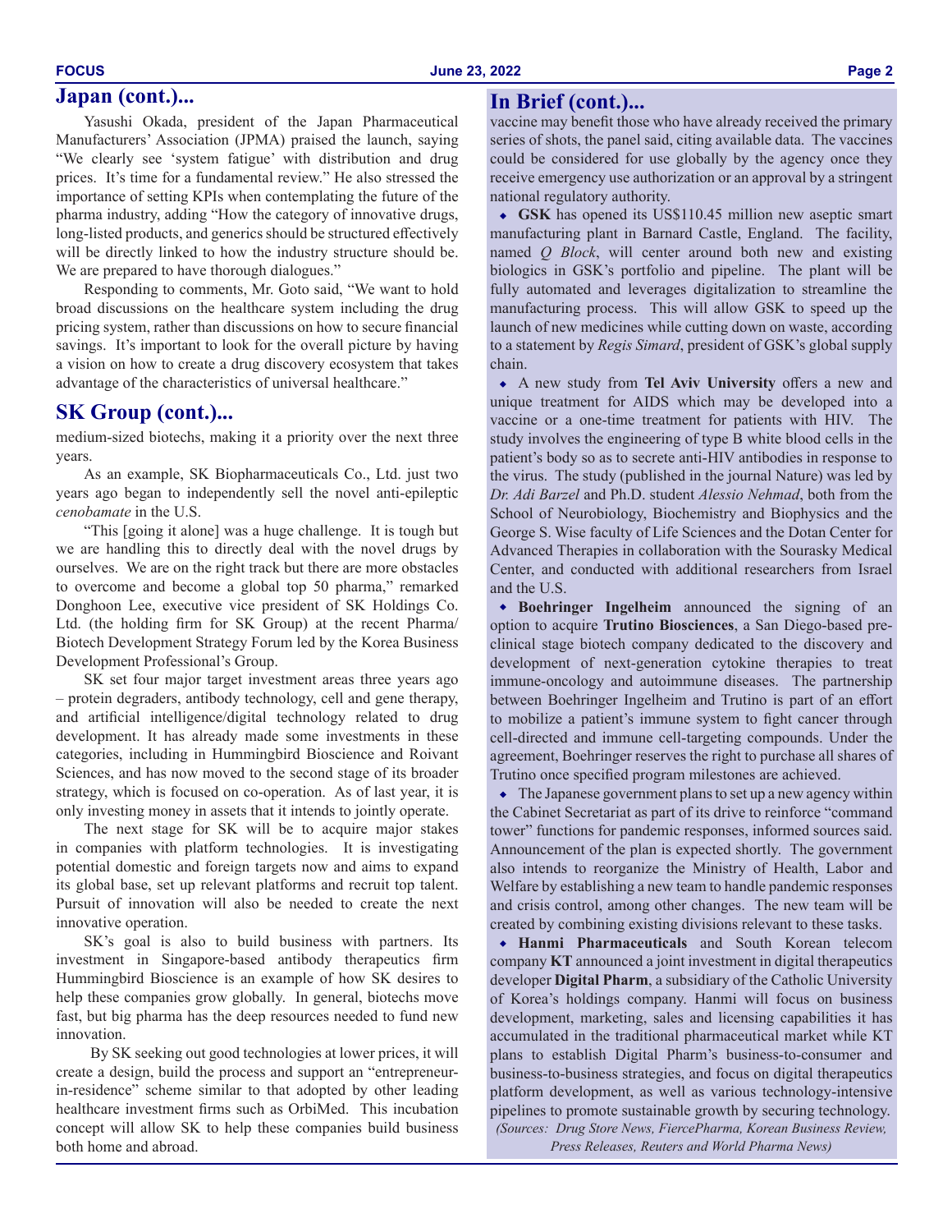## Japan (cont.)...

Yasushi Okada, president of the Japan Pharmaceutical Manufacturers' Association (JPMA) praised the launch, saying "We clearly see 'system fatigue' with distribution and drug prices. It's time for a fundamental review." He also stressed the importance of setting KPIs when contemplating the future of the pharma industry, adding "How the category of innovative drugs, long-listed products, and generics should be structured effectively will be directly linked to how the industry structure should be. We are prepared to have thorough dialogues."

Responding to comments, Mr. Goto said, "We want to hold broad discussions on the healthcare system including the drug pricing system, rather than discussions on how to secure financial savings. It's important to look for the overall picture by having a vision on how to create a drug discovery ecosystem that takes advantage of the characteristics of universal healthcare."

## SK Group (cont.)...

medium-sized biotechs, making it a priority over the next three years.

As an example, SK Biopharmaceuticals Co., Ltd. just two years ago began to independently sell the novel anti-epileptic *cenobamate* in the U.S.

"This [going it alone] was a huge challenge. It is tough but we are handling this to directly deal with the novel drugs by ourselves. We are on the right track but there are more obstacles to overcome and become a global top 50 pharma," remarked Donghoon Lee, executive vice president of SK Holdings Co. Ltd. (the holding firm for SK Group) at the recent Pharma/Biotech Development Strategy Forum led by the Korea Business Development Professional's Group.

SK set four major target investment areas three years ago – protein degraders, antibody technology, cell and gene therapy, and artificial intelligence/digital technology related to drug development. It has already made some investments in these categories, including in Hummingbird Bioscience and Roivant Sciences, and has now moved to the second stage of its broader strategy, which is focused on co-operation. As of last year, it is only investing money in assets that it intends to jointly operate.

The next stage for SK will be to acquire major stakes in companies with platform technologies. It is investigating potential domestic and foreign targets now and aims to expand its global base, set up relevant platforms and recruit top talent. Pursuit of innovation will also be needed to create the next innovative operation.

SK's goal is also to build business with partners. Its investment in Singapore-based antibody therapeutics firm Hummingbird Bioscience is an example of how SK desires to help these companies grow globally. In general, biotechs move fast, but big pharma has the deep resources needed to fund new innovation.

By SK seeking out good technologies at lower prices, it will create a design, build the process and support an "entrepreneur-in-residence" scheme similar to that adopted by other leading healthcare investment firms such as OrbiMed. This incubation concept will allow SK to help these companies build business both home and abroad.

## In Brief (cont.)...

vaccine may benefit those who have already received the primary series of shots, the panel said, citing available data. The vaccines could be considered for use globally by the agency once they receive emergency use authorization or an approval by a stringent national regulatory authority.

- **GSK** has opened its US$110.45 million new aseptic smart manufacturing plant in Barnard Castle, England. The facility, named *Q Block*, will center around both new and existing biologics in GSK's portfolio and pipeline. The plant will be fully automated and leverages digitalization to streamline the manufacturing process. This will allow GSK to speed up the launch of new medicines while cutting down on waste, according to a statement by *Regis Simard*, president of GSK's global supply chain.

- A new study from **Tel Aviv University** offers a new and unique treatment for AIDS which may be developed into a vaccine or a one-time treatment for patients with HIV. The study involves the engineering of type B white blood cells in the patient's body so as to secrete anti-HIV antibodies in response to the virus. The study (published in the journal Nature) was led by *Dr. Adi Barzel* and Ph.D. student *Alessio Nehmad*, both from the School of Neurobiology, Biochemistry and Biophysics and the George S. Wise faculty of Life Sciences and the Dotan Center for Advanced Therapies in collaboration with the Sourasky Medical Center, and conducted with additional researchers from Israel and the U.S.

- **Boehringer Ingelheim** announced the signing of an option to acquire **Trutino Biosciences**, a San Diego-based pre-clinical stage biotech company dedicated to the discovery and development of next-generation cytokine therapies to treat immune-oncology and autoimmune diseases. The partnership between Boehringer Ingelheim and Trutino is part of an effort to mobilize a patient's immune system to fight cancer through cell-directed and immune cell-targeting compounds. Under the agreement, Boehringer reserves the right to purchase all shares of Trutino once specified program milestones are achieved.

- The Japanese government plans to set up a new agency within the Cabinet Secretariat as part of its drive to reinforce "command tower" functions for pandemic responses, informed sources said. Announcement of the plan is expected shortly. The government also intends to reorganize the Ministry of Health, Labor and Welfare by establishing a new team to handle pandemic responses and crisis control, among other changes. The new team will be created by combining existing divisions relevant to these tasks.

- **Hanmi Pharmaceuticals** and South Korean telecom company **KT** announced a joint investment in digital therapeutics developer **Digital Pharm**, a subsidiary of the Catholic University of Korea's holdings company. Hanmi will focus on business development, marketing, sales and licensing capabilities it has accumulated in the traditional pharmaceutical market while KT plans to establish Digital Pharm's business-to-consumer and business-to-business strategies, and focus on digital therapeutics platform development, as well as various technology-intensive pipelines to promote sustainable growth by securing technology.

*(Sources: Drug Store News, FiercePharma, Korean Business Review, Press Releases, Reuters and World Pharma News)*